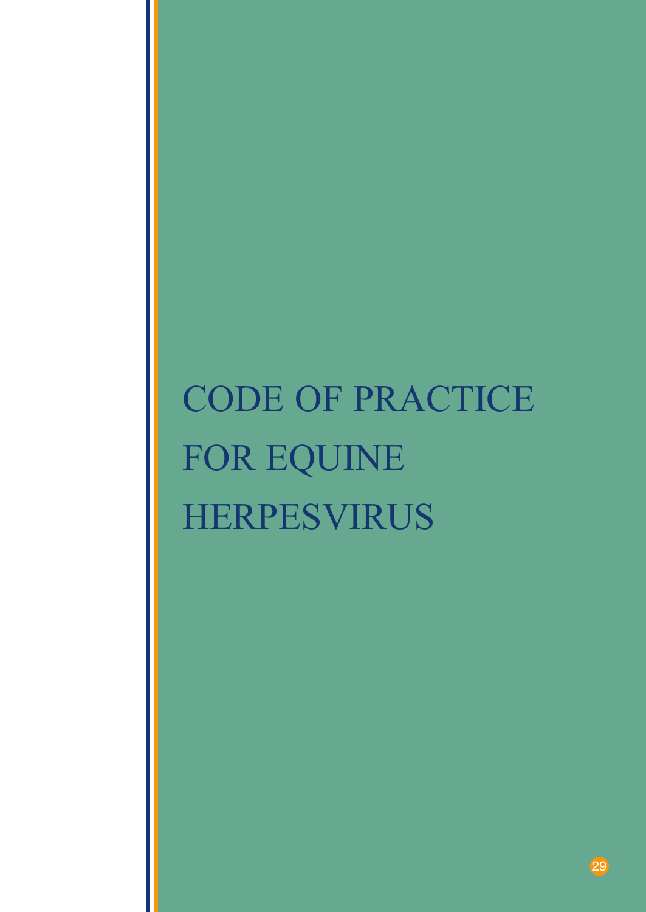# CODE OF PRACTICE FOR EQUINE HERPESVIRUS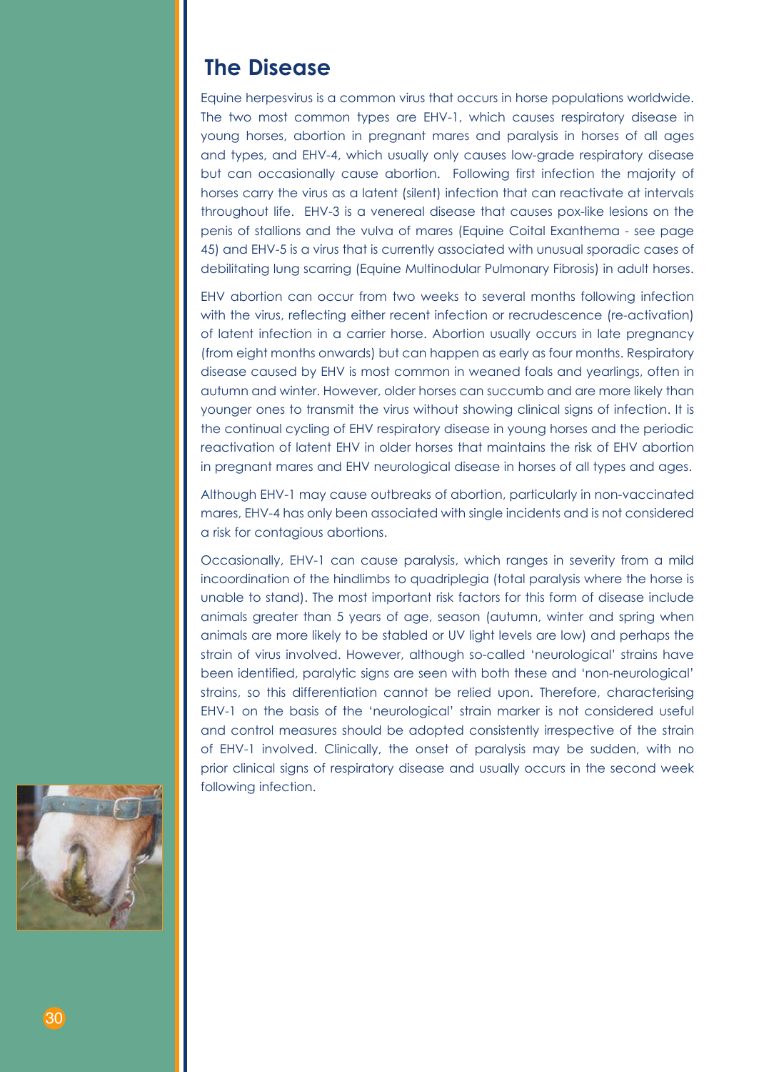## The Disease

Equine herpesvirus is a common virus that occurs in horse populations worldwide. The two most common types are EHV-1, which causes respiratory disease in young horses, abortion in pregnant mares and paralysis in horses of all ages and types, and EHV-4, which usually only causes low-grade respiratory disease but can occasionally cause abortion. Following first infection the majority of horses carry the virus as a latent (silent) infection that can reactivate at intervals throughout life. EHV-3 is a venereal disease that causes pox-like lesions on the penis of stallions and the vulva of mares (Equine Coital Exanthema - see page 45) and EHV-5 is a virus that is currently associated with unusual sporadic cases of debilitating lung scarring (Equine Multinodular Pulmonary Fibrosis) in adult horses.

EHV abortion can occur from two weeks to several months following infection with the virus, reflecting either recent infection or recrudescence (re-activation) of latent infection in a carrier horse. Abortion usually occurs in late pregnancy (from eight months onwards) but can happen as early as four months. Respiratory disease caused by EHV is most common in weaned foals and yearlings, often in autumn and winter. However, older horses can succumb and are more likely than younger ones to transmit the virus without showing clinical signs of infection. It is the continual cycling of EHV respiratory disease in young horses and the periodic reactivation of latent EHV in older horses that maintains the risk of EHV abortion in pregnant mares and EHV neurological disease in horses of all types and ages.

Although EHV-1 may cause outbreaks of abortion, particularly in non-vaccinated mares, EHV-4 has only been associated with single incidents and is not considered a risk for contagious abortions.

Occasionally, EHV-1 can cause paralysis, which ranges in severity from a mild incoordination of the hindlimbs to quadriplegia (total paralysis where the horse is unable to stand). The most important risk factors for this form of disease include animals greater than 5 years of age, season (autumn, winter and spring when animals are more likely to be stabled or UV light levels are low) and perhaps the strain of virus involved. However, although so-called 'neurological' strains have been identified, paralytic signs are seen with both these and 'non-neurological' strains, so this differentiation cannot be relied upon. Therefore, characterising EHV-1 on the basis of the 'neurological' strain marker is not considered useful and control measures should be adopted consistently irrespective of the strain of EHV-1 involved. Clinically, the onset of paralysis may be sudden, with no prior clinical signs of respiratory disease and usually occurs in the second week following infection.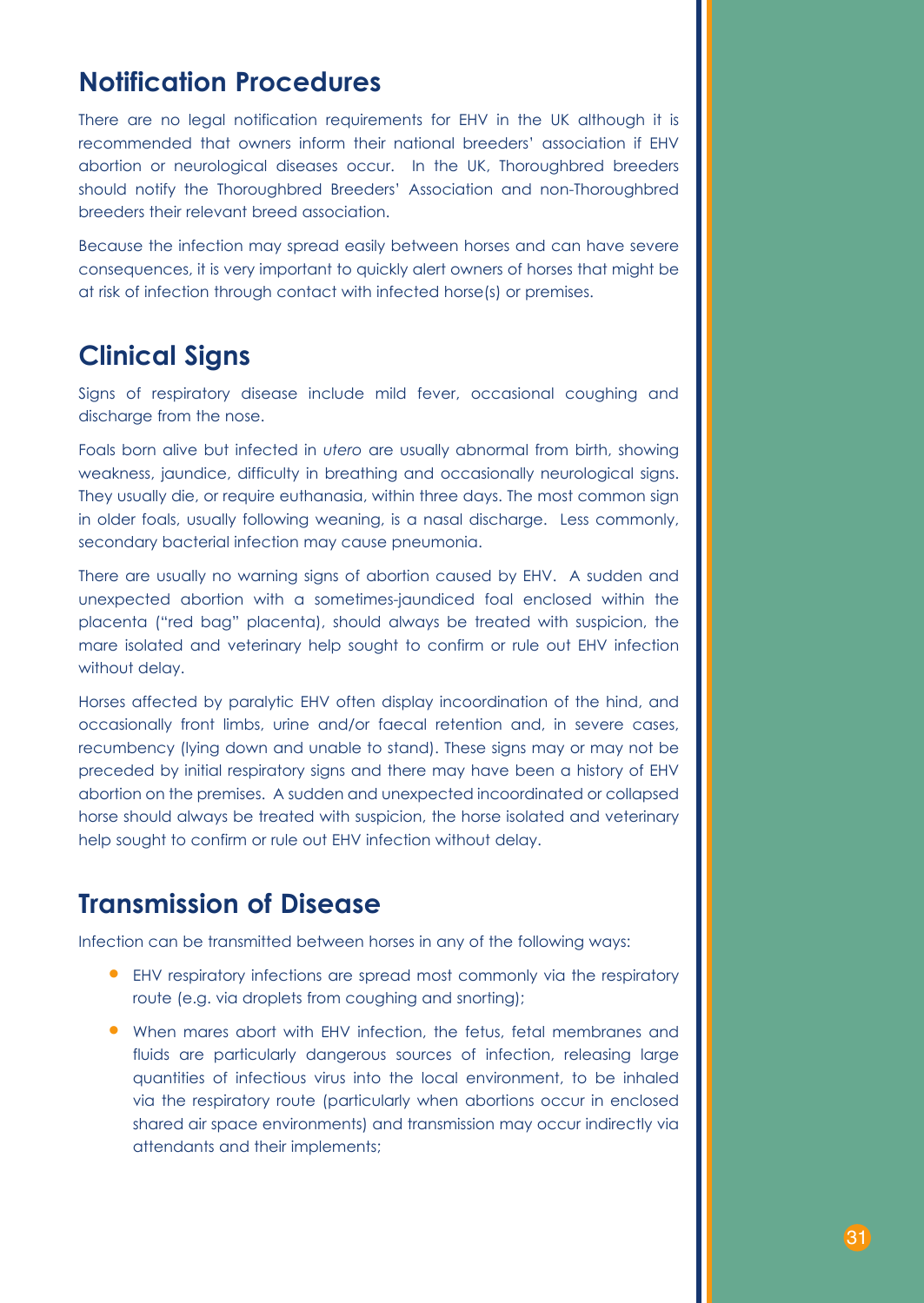## Notification Procedures

There are no legal notification requirements for EHV in the UK although it is recommended that owners inform their national breeders' association if EHV abortion or neurological diseases occur. In the UK, Thoroughbred breeders should notify the Thoroughbred Breeders' Association and non-Thoroughbred breeders their relevant breed association.

Because the infection may spread easily between horses and can have severe consequences, it is very important to quickly alert owners of horses that might be at risk of infection through contact with infected horse(s) or premises.

## Clinical Signs

Signs of respiratory disease include mild fever, occasional coughing and discharge from the nose.

Foals born alive but infected in *utero* are usually abnormal from birth, showing weakness, jaundice, difficulty in breathing and occasionally neurological signs. They usually die, or require euthanasia, within three days. The most common sign in older foals, usually following weaning, is a nasal discharge. Less commonly, secondary bacterial infection may cause pneumonia.

There are usually no warning signs of abortion caused by EHV. A sudden and unexpected abortion with a sometimes-jaundiced foal enclosed within the placenta ("red bag" placenta), should always be treated with suspicion, the mare isolated and veterinary help sought to confirm or rule out EHV infection without delay.

Horses affected by paralytic EHV often display incoordination of the hind, and occasionally front limbs, urine and/or faecal retention and, in severe cases, recumbency (lying down and unable to stand). These signs may or may not be preceded by initial respiratory signs and there may have been a history of EHV abortion on the premises. A sudden and unexpected incoordinated or collapsed horse should always be treated with suspicion, the horse isolated and veterinary help sought to confirm or rule out EHV infection without delay.

## Transmission of Disease

Infection can be transmitted between horses in any of the following ways:

- EHV respiratory infections are spread most commonly via the respiratory route (e.g. via droplets from coughing and snorting);
- When mares abort with EHV infection, the fetus, fetal membranes and fluids are particularly dangerous sources of infection, releasing large quantities of infectious virus into the local environment, to be inhaled via the respiratory route (particularly when abortions occur in enclosed shared air space environments) and transmission may occur indirectly via attendants and their implements;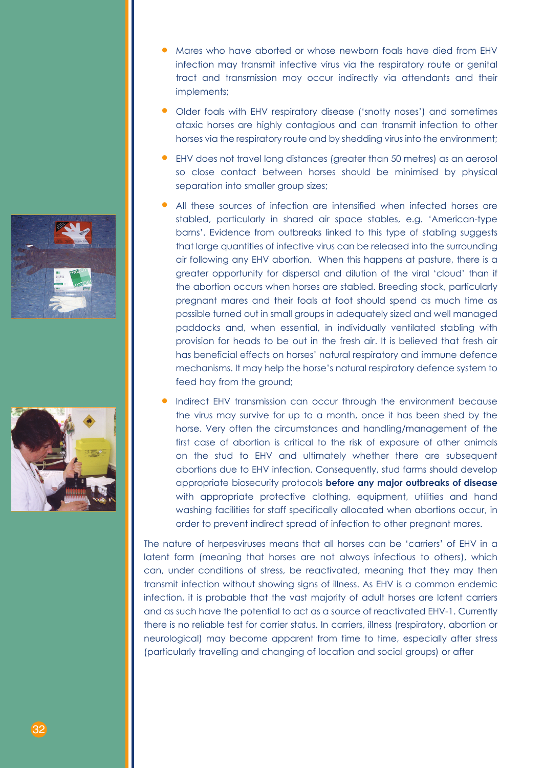- Mares who have aborted or whose newborn foals have died from EHV infection may transmit infective virus via the respiratory route or genital tract and transmission may occur indirectly via attendants and their implements;
- Older foals with EHV respiratory disease ('snotty noses') and sometimes ataxic horses are highly contagious and can transmit infection to other horses via the respiratory route and by shedding virus into the environment;
- EHV does not travel long distances (greater than 50 metres) as an aerosol so close contact between horses should be minimised by physical separation into smaller group sizes;
- All these sources of infection are intensified when infected horses are stabled, particularly in shared air space stables, e.g. 'American-type barns'. Evidence from outbreaks linked to this type of stabling suggests that large quantities of infective virus can be released into the surrounding air following any EHV abortion. When this happens at pasture, there is a greater opportunity for dispersal and dilution of the viral 'cloud' than if the abortion occurs when horses are stabled. Breeding stock, particularly pregnant mares and their foals at foot should spend as much time as possible turned out in small groups in adequately sized and well managed paddocks and, when essential, in individually ventilated stabling with provision for heads to be out in the fresh air. It is believed that fresh air has beneficial effects on horses' natural respiratory and immune defence mechanisms. It may help the horse's natural respiratory defence system to feed hay from the ground;
- Indirect EHV transmission can occur through the environment because the virus may survive for up to a month, once it has been shed by the horse. Very often the circumstances and handling/management of the first case of abortion is critical to the risk of exposure of other animals on the stud to EHV and ultimately whether there are subsequent abortions due to EHV infection. Consequently, stud farms should develop appropriate biosecurity protocols **before any major outbreaks of disease** with appropriate protective clothing, equipment, utilities and hand washing facilities for staff specifically allocated when abortions occur, in order to prevent indirect spread of infection to other pregnant mares.

The nature of herpesviruses means that all horses can be 'carriers' of EHV in a latent form (meaning that horses are not always infectious to others), which can, under conditions of stress, be reactivated, meaning that they may then transmit infection without showing signs of illness. As EHV is a common endemic infection, it is probable that the vast majority of adult horses are latent carriers and as such have the potential to act as a source of reactivated EHV-1. Currently there is no reliable test for carrier status. In carriers, illness (respiratory, abortion or neurological) may become apparent from time to time, especially after stress (particularly travelling and changing of location and social groups) or after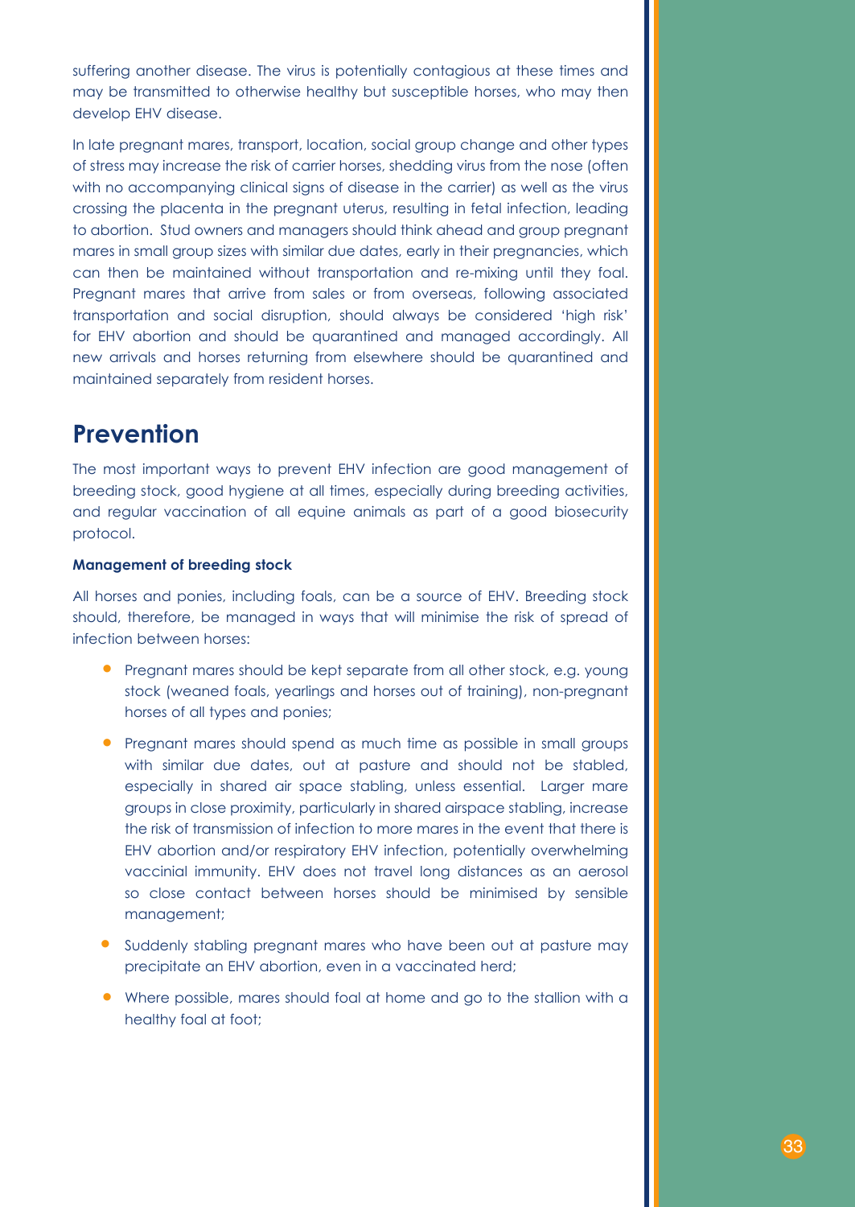suffering another disease. The virus is potentially contagious at these times and may be transmitted to otherwise healthy but susceptible horses, who may then develop EHV disease.

In late pregnant mares, transport, location, social group change and other types of stress may increase the risk of carrier horses, shedding virus from the nose (often with no accompanying clinical signs of disease in the carrier) as well as the virus crossing the placenta in the pregnant uterus, resulting in fetal infection, leading to abortion. Stud owners and managers should think ahead and group pregnant mares in small group sizes with similar due dates, early in their pregnancies, which can then be maintained without transportation and re-mixing until they foal. Pregnant mares that arrive from sales or from overseas, following associated transportation and social disruption, should always be considered 'high risk' for EHV abortion and should be quarantined and managed accordingly. All new arrivals and horses returning from elsewhere should be quarantined and maintained separately from resident horses.

## Prevention

The most important ways to prevent EHV infection are good management of breeding stock, good hygiene at all times, especially during breeding activities, and regular vaccination of all equine animals as part of a good biosecurity protocol.

**Management of breeding stock**

All horses and ponies, including foals, can be a source of EHV. Breeding stock should, therefore, be managed in ways that will minimise the risk of spread of infection between horses:

- Pregnant mares should be kept separate from all other stock, e.g. young stock (weaned foals, yearlings and horses out of training), non-pregnant horses of all types and ponies;
- Pregnant mares should spend as much time as possible in small groups with similar due dates, out at pasture and should not be stabled, especially in shared air space stabling, unless essential. Larger mare groups in close proximity, particularly in shared airspace stabling, increase the risk of transmission of infection to more mares in the event that there is EHV abortion and/or respiratory EHV infection, potentially overwhelming vaccinial immunity. EHV does not travel long distances as an aerosol so close contact between horses should be minimised by sensible management;
- Suddenly stabling pregnant mares who have been out at pasture may precipitate an EHV abortion, even in a vaccinated herd;
- Where possible, mares should foal at home and go to the stallion with a healthy foal at foot;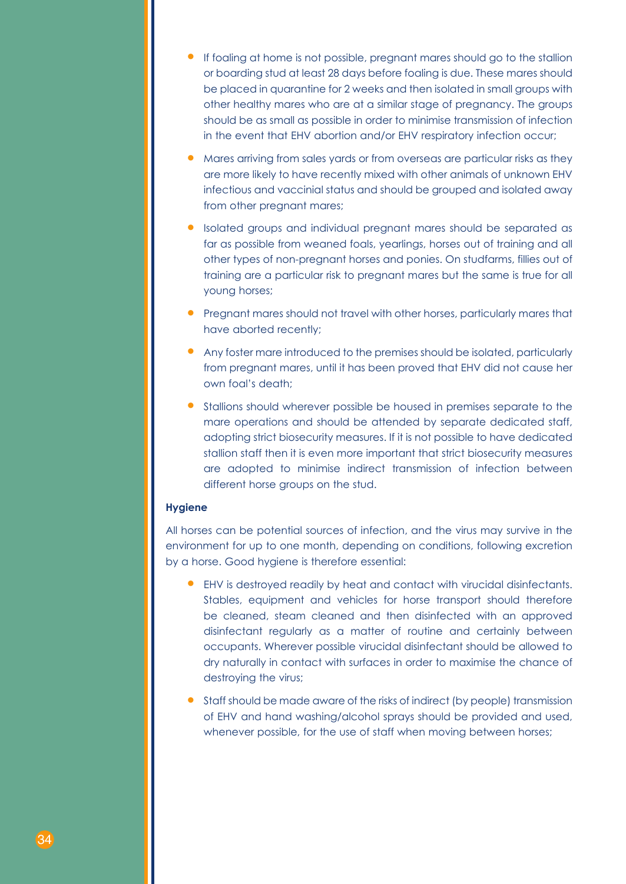- If foaling at home is not possible, pregnant mares should go to the stallion or boarding stud at least 28 days before foaling is due. These mares should be placed in quarantine for 2 weeks and then isolated in small groups with other healthy mares who are at a similar stage of pregnancy. The groups should be as small as possible in order to minimise transmission of infection in the event that EHV abortion and/or EHV respiratory infection occur;
- Mares arriving from sales yards or from overseas are particular risks as they are more likely to have recently mixed with other animals of unknown EHV infectious and vaccinial status and should be grouped and isolated away from other pregnant mares;
- Isolated groups and individual pregnant mares should be separated as far as possible from weaned foals, yearlings, horses out of training and all other types of non-pregnant horses and ponies. On studfarms, fillies out of training are a particular risk to pregnant mares but the same is true for all young horses;
- Pregnant mares should not travel with other horses, particularly mares that have aborted recently;
- Any foster mare introduced to the premises should be isolated, particularly from pregnant mares, until it has been proved that EHV did not cause her own foal's death;
- Stallions should wherever possible be housed in premises separate to the mare operations and should be attended by separate dedicated staff, adopting strict biosecurity measures. If it is not possible to have dedicated stallion staff then it is even more important that strict biosecurity measures are adopted to minimise indirect transmission of infection between different horse groups on the stud.

**Hygiene**

All horses can be potential sources of infection, and the virus may survive in the environment for up to one month, depending on conditions, following excretion by a horse. Good hygiene is therefore essential:

- EHV is destroyed readily by heat and contact with virucidal disinfectants. Stables, equipment and vehicles for horse transport should therefore be cleaned, steam cleaned and then disinfected with an approved disinfectant regularly as a matter of routine and certainly between occupants. Wherever possible virucidal disinfectant should be allowed to dry naturally in contact with surfaces in order to maximise the chance of destroying the virus;
- Staff should be made aware of the risks of indirect (by people) transmission of EHV and hand washing/alcohol sprays should be provided and used, whenever possible, for the use of staff when moving between horses;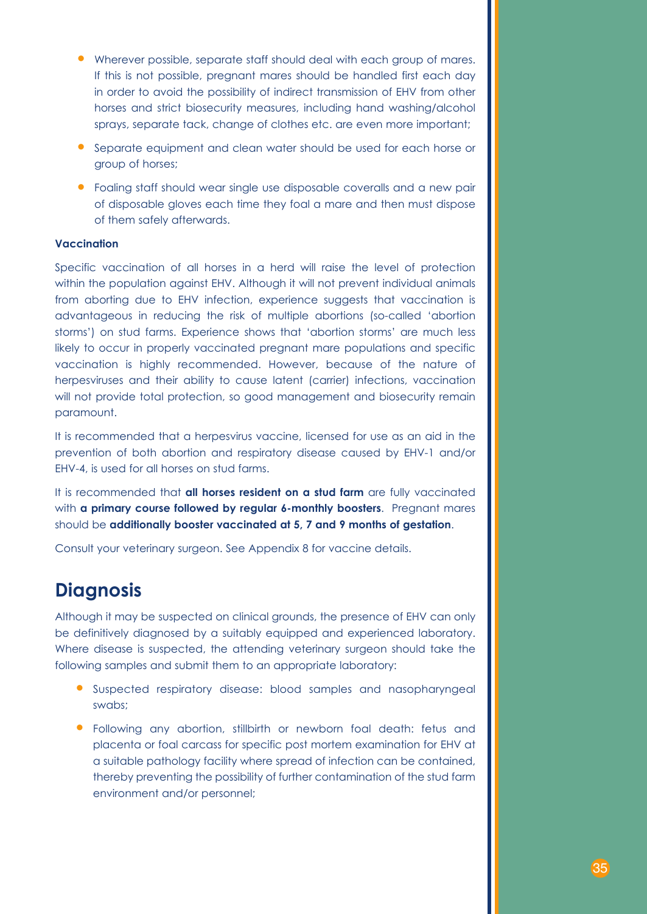- Wherever possible, separate staff should deal with each group of mares. If this is not possible, pregnant mares should be handled first each day in order to avoid the possibility of indirect transmission of EHV from other horses and strict biosecurity measures, including hand washing/alcohol sprays, separate tack, change of clothes etc. are even more important;
- Separate equipment and clean water should be used for each horse or group of horses;
- Foaling staff should wear single use disposable coveralls and a new pair of disposable gloves each time they foal a mare and then must dispose of them safely afterwards.

**Vaccination**

Specific vaccination of all horses in a herd will raise the level of protection within the population against EHV. Although it will not prevent individual animals from aborting due to EHV infection, experience suggests that vaccination is advantageous in reducing the risk of multiple abortions (so-called 'abortion storms') on stud farms. Experience shows that 'abortion storms' are much less likely to occur in properly vaccinated pregnant mare populations and specific vaccination is highly recommended. However, because of the nature of herpesviruses and their ability to cause latent (carrier) infections, vaccination will not provide total protection, so good management and biosecurity remain paramount.

It is recommended that a herpesvirus vaccine, licensed for use as an aid in the prevention of both abortion and respiratory disease caused by EHV-1 and/or EHV-4, is used for all horses on stud farms.

It is recommended that **all horses resident on a stud farm** are fully vaccinated with **a primary course followed by regular 6-monthly boosters**. Pregnant mares should be **additionally booster vaccinated at 5, 7 and 9 months of gestation**.

Consult your veterinary surgeon. See Appendix 8 for vaccine details.

## Diagnosis

Although it may be suspected on clinical grounds, the presence of EHV can only be definitively diagnosed by a suitably equipped and experienced laboratory. Where disease is suspected, the attending veterinary surgeon should take the following samples and submit them to an appropriate laboratory:

- Suspected respiratory disease: blood samples and nasopharyngeal swabs;
- Following any abortion, stillbirth or newborn foal death: fetus and placenta or foal carcass for specific post mortem examination for EHV at a suitable pathology facility where spread of infection can be contained, thereby preventing the possibility of further contamination of the stud farm environment and/or personnel;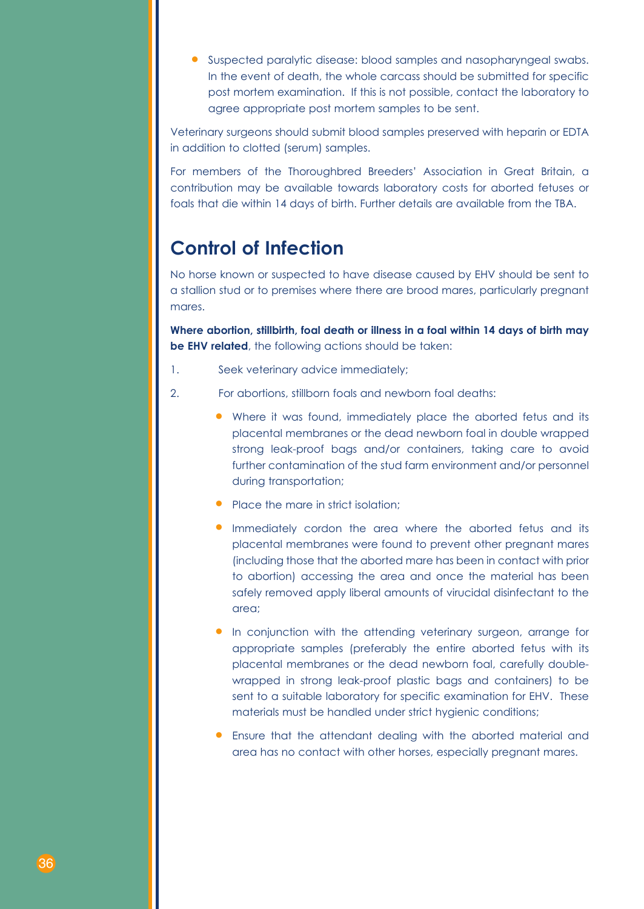- Suspected paralytic disease: blood samples and nasopharyngeal swabs. In the event of death, the whole carcass should be submitted for specific post mortem examination. If this is not possible, contact the laboratory to agree appropriate post mortem samples to be sent.

Veterinary surgeons should submit blood samples preserved with heparin or EDTA in addition to clotted (serum) samples.

For members of the Thoroughbred Breeders' Association in Great Britain, a contribution may be available towards laboratory costs for aborted fetuses or foals that die within 14 days of birth. Further details are available from the TBA.

## Control of Infection

No horse known or suspected to have disease caused by EHV should be sent to a stallion stud or to premises where there are brood mares, particularly pregnant mares.

**Where abortion, stillbirth, foal death or illness in a foal within 14 days of birth may be EHV related**, the following actions should be taken:

1. Seek veterinary advice immediately;
2. For abortions, stillborn foals and newborn foal deaths:
   - Where it was found, immediately place the aborted fetus and its placental membranes or the dead newborn foal in double wrapped strong leak-proof bags and/or containers, taking care to avoid further contamination of the stud farm environment and/or personnel during transportation;
   - Place the mare in strict isolation;
   - Immediately cordon the area where the aborted fetus and its placental membranes were found to prevent other pregnant mares (including those that the aborted mare has been in contact with prior to abortion) accessing the area and once the material has been safely removed apply liberal amounts of virucidal disinfectant to the area;
   - In conjunction with the attending veterinary surgeon, arrange for appropriate samples (preferably the entire aborted fetus with its placental membranes or the dead newborn foal, carefully double-wrapped in strong leak-proof plastic bags and containers) to be sent to a suitable laboratory for specific examination for EHV. These materials must be handled under strict hygienic conditions;
   - Ensure that the attendant dealing with the aborted material and area has no contact with other horses, especially pregnant mares.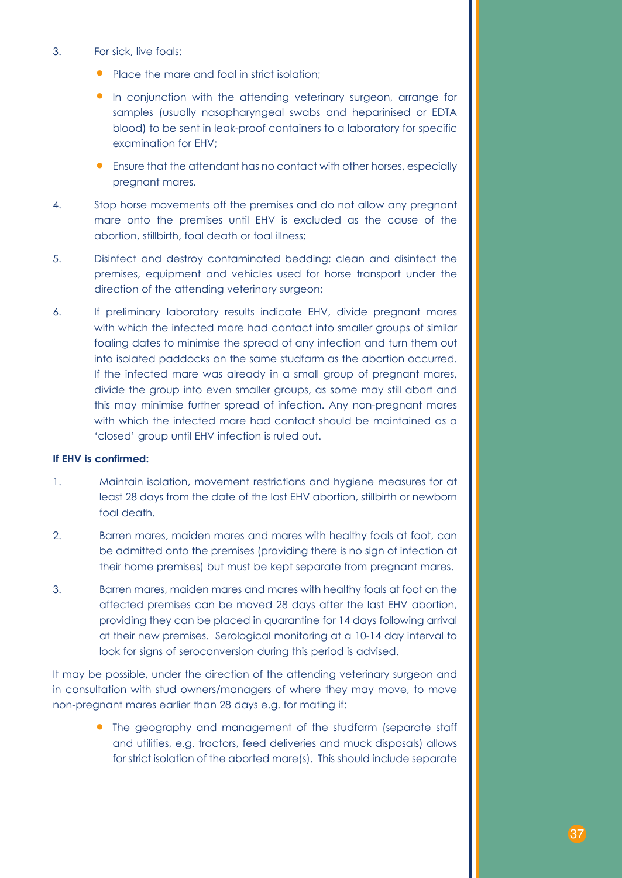3. For sick, live foals:

   - Place the mare and foal in strict isolation;
   - In conjunction with the attending veterinary surgeon, arrange for samples (usually nasopharyngeal swabs and heparinised or EDTA blood) to be sent in leak-proof containers to a laboratory for specific examination for EHV;
   - Ensure that the attendant has no contact with other horses, especially pregnant mares.

4. Stop horse movements off the premises and do not allow any pregnant mare onto the premises until EHV is excluded as the cause of the abortion, stillbirth, foal death or foal illness;

5. Disinfect and destroy contaminated bedding; clean and disinfect the premises, equipment and vehicles used for horse transport under the direction of the attending veterinary surgeon;

6. If preliminary laboratory results indicate EHV, divide pregnant mares with which the infected mare had contact into smaller groups of similar foaling dates to minimise the spread of any infection and turn them out into isolated paddocks on the same studfarm as the abortion occurred. If the infected mare was already in a small group of pregnant mares, divide the group into even smaller groups, as some may still abort and this may minimise further spread of infection. Any non-pregnant mares with which the infected mare had contact should be maintained as a 'closed' group until EHV infection is ruled out.

**If EHV is confirmed:**

1. Maintain isolation, movement restrictions and hygiene measures for at least 28 days from the date of the last EHV abortion, stillbirth or newborn foal death.

2. Barren mares, maiden mares and mares with healthy foals at foot, can be admitted onto the premises (providing there is no sign of infection at their home premises) but must be kept separate from pregnant mares.

3. Barren mares, maiden mares and mares with healthy foals at foot on the affected premises can be moved 28 days after the last EHV abortion, providing they can be placed in quarantine for 14 days following arrival at their new premises. Serological monitoring at a 10-14 day interval to look for signs of seroconversion during this period is advised.

It may be possible, under the direction of the attending veterinary surgeon and in consultation with stud owners/managers of where they may move, to move non-pregnant mares earlier than 28 days e.g. for mating if:

- The geography and management of the studfarm (separate staff and utilities, e.g. tractors, feed deliveries and muck disposals) allows for strict isolation of the aborted mare(s). This should include separate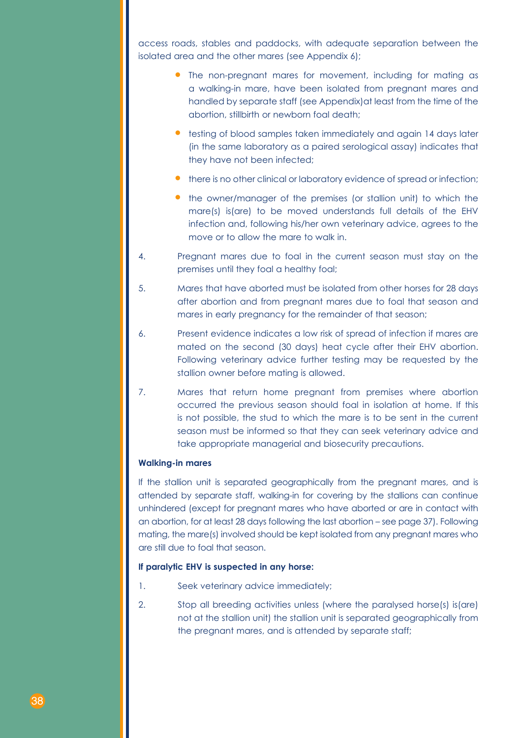access roads, stables and paddocks, with adequate separation between the isolated area and the other mares (see Appendix 6);

- The non-pregnant mares for movement, including for mating as a walking-in mare, have been isolated from pregnant mares and handled by separate staff (see Appendix)at least from the time of the abortion, stillbirth or newborn foal death;
- testing of blood samples taken immediately and again 14 days later (in the same laboratory as a paired serological assay) indicates that they have not been infected;
- there is no other clinical or laboratory evidence of spread or infection;
- the owner/manager of the premises (or stallion unit) to which the mare(s) is(are) to be moved understands full details of the EHV infection and, following his/her own veterinary advice, agrees to the move or to allow the mare to walk in.

4. Pregnant mares due to foal in the current season must stay on the premises until they foal a healthy foal;
5. Mares that have aborted must be isolated from other horses for 28 days after abortion and from pregnant mares due to foal that season and mares in early pregnancy for the remainder of that season;
6. Present evidence indicates a low risk of spread of infection if mares are mated on the second (30 days) heat cycle after their EHV abortion. Following veterinary advice further testing may be requested by the stallion owner before mating is allowed.
7. Mares that return home pregnant from premises where abortion occurred the previous season should foal in isolation at home. If this is not possible, the stud to which the mare is to be sent in the current season must be informed so that they can seek veterinary advice and take appropriate managerial and biosecurity precautions.

**Walking-in mares**

If the stallion unit is separated geographically from the pregnant mares, and is attended by separate staff, walking-in for covering by the stallions can continue unhindered (except for pregnant mares who have aborted or are in contact with an abortion, for at least 28 days following the last abortion – see page 37). Following mating, the mare(s) involved should be kept isolated from any pregnant mares who are still due to foal that season.

**If paralytic EHV is suspected in any horse:**

1. Seek veterinary advice immediately;
2. Stop all breeding activities unless (where the paralysed horse(s) is(are) not at the stallion unit) the stallion unit is separated geographically from the pregnant mares, and is attended by separate staff;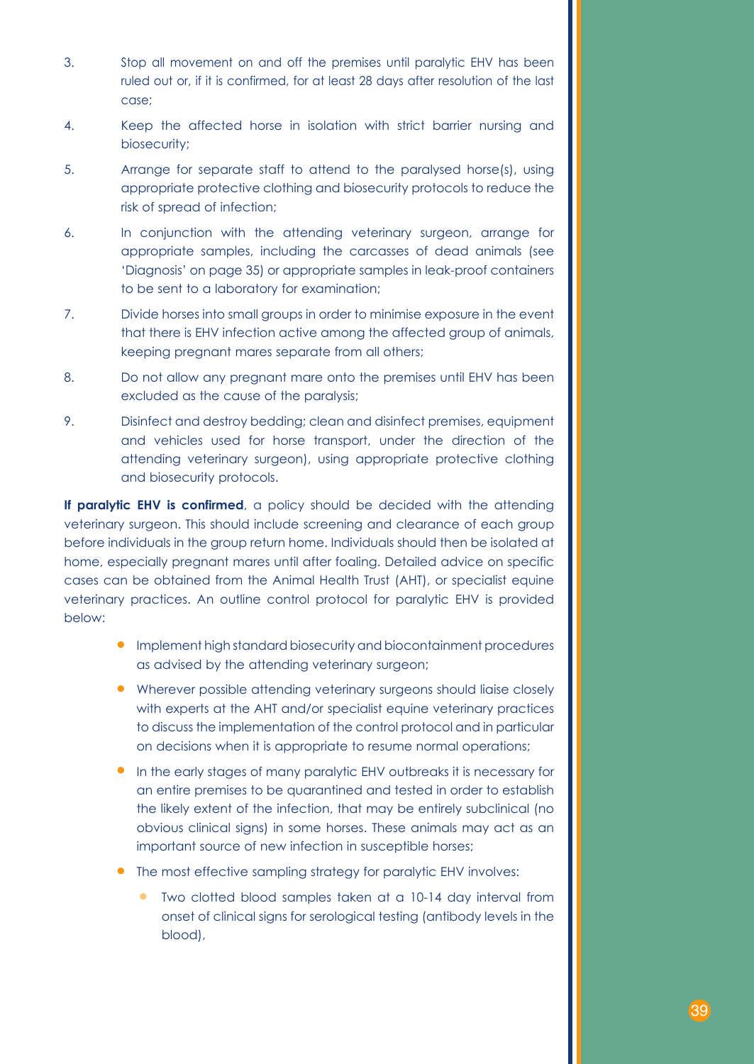3. Stop all movement on and off the premises until paralytic EHV has been ruled out or, if it is confirmed, for at least 28 days after resolution of the last case;
4. Keep the affected horse in isolation with strict barrier nursing and biosecurity;
5. Arrange for separate staff to attend to the paralysed horse(s), using appropriate protective clothing and biosecurity protocols to reduce the risk of spread of infection;
6. In conjunction with the attending veterinary surgeon, arrange for appropriate samples, including the carcasses of dead animals (see 'Diagnosis' on page 35) or appropriate samples in leak-proof containers to be sent to a laboratory for examination;
7. Divide horses into small groups in order to minimise exposure in the event that there is EHV infection active among the affected group of animals, keeping pregnant mares separate from all others;
8. Do not allow any pregnant mare onto the premises until EHV has been excluded as the cause of the paralysis;
9. Disinfect and destroy bedding; clean and disinfect premises, equipment and vehicles used for horse transport, under the direction of the attending veterinary surgeon), using appropriate protective clothing and biosecurity protocols.

**If paralytic EHV is confirmed**, a policy should be decided with the attending veterinary surgeon. This should include screening and clearance of each group before individuals in the group return home. Individuals should then be isolated at home, especially pregnant mares until after foaling. Detailed advice on specific cases can be obtained from the Animal Health Trust (AHT), or specialist equine veterinary practices. An outline control protocol for paralytic EHV is provided below:

- Implement high standard biosecurity and biocontainment procedures as advised by the attending veterinary surgeon;
- Wherever possible attending veterinary surgeons should liaise closely with experts at the AHT and/or specialist equine veterinary practices to discuss the implementation of the control protocol and in particular on decisions when it is appropriate to resume normal operations;
- In the early stages of many paralytic EHV outbreaks it is necessary for an entire premises to be quarantined and tested in order to establish the likely extent of the infection, that may be entirely subclinical (no obvious clinical signs) in some horses. These animals may act as an important source of new infection in susceptible horses;
- The most effective sampling strategy for paralytic EHV involves:
  - Two clotted blood samples taken at a 10-14 day interval from onset of clinical signs for serological testing (antibody levels in the blood),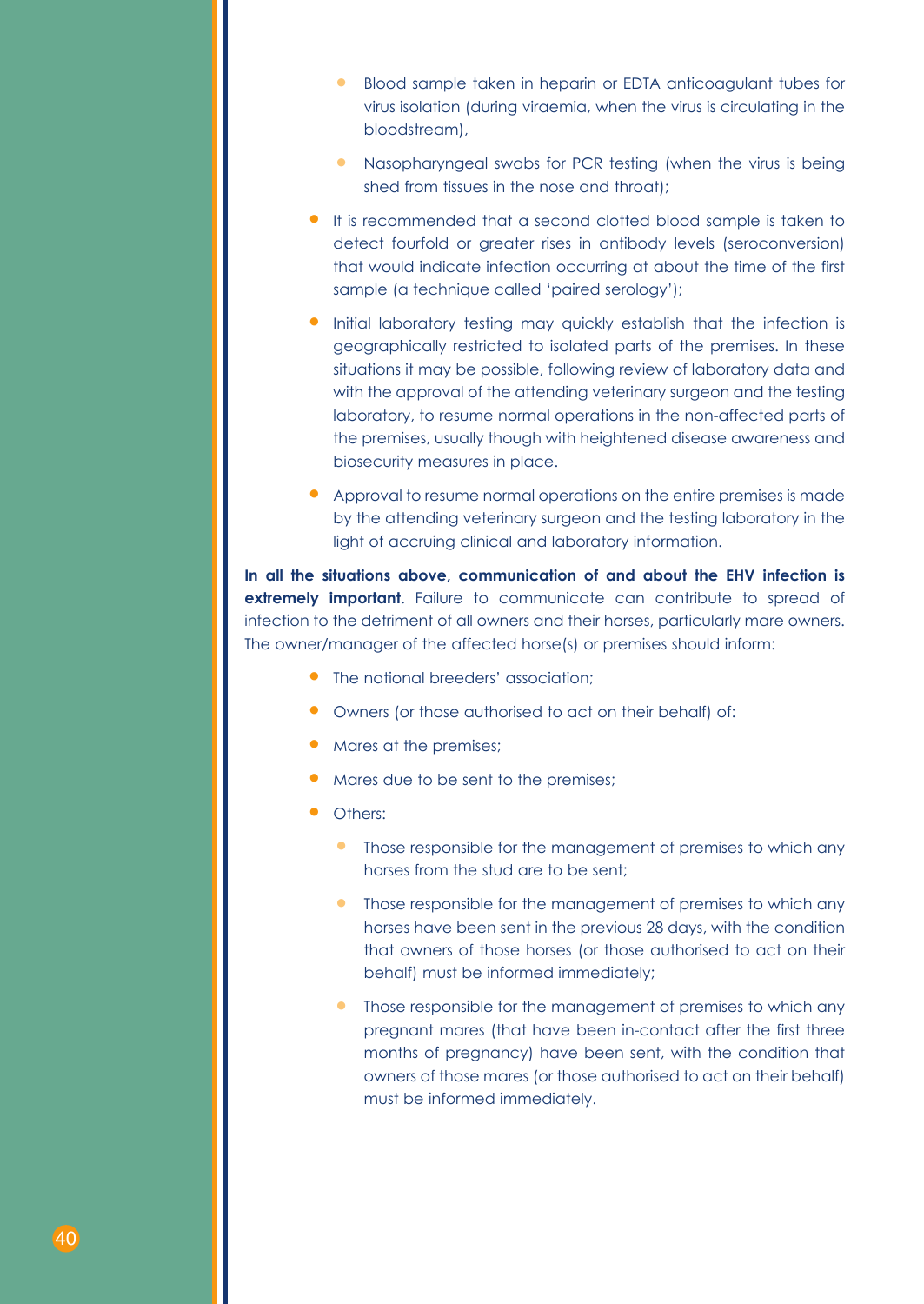- Blood sample taken in heparin or EDTA anticoagulant tubes for virus isolation (during viraemia, when the virus is circulating in the bloodstream),
  - Nasopharyngeal swabs for PCR testing (when the virus is being shed from tissues in the nose and throat);
- It is recommended that a second clotted blood sample is taken to detect fourfold or greater rises in antibody levels (seroconversion) that would indicate infection occurring at about the time of the first sample (a technique called 'paired serology');
- Initial laboratory testing may quickly establish that the infection is geographically restricted to isolated parts of the premises. In these situations it may be possible, following review of laboratory data and with the approval of the attending veterinary surgeon and the testing laboratory, to resume normal operations in the non-affected parts of the premises, usually though with heightened disease awareness and biosecurity measures in place.
- Approval to resume normal operations on the entire premises is made by the attending veterinary surgeon and the testing laboratory in the light of accruing clinical and laboratory information.

**In all the situations above, communication of and about the EHV infection is extremely important**. Failure to communicate can contribute to spread of infection to the detriment of all owners and their horses, particularly mare owners. The owner/manager of the affected horse(s) or premises should inform:

- The national breeders' association;
- Owners (or those authorised to act on their behalf) of:
- Mares at the premises;
- Mares due to be sent to the premises;
- Others:
  - Those responsible for the management of premises to which any horses from the stud are to be sent;
  - Those responsible for the management of premises to which any horses have been sent in the previous 28 days, with the condition that owners of those horses (or those authorised to act on their behalf) must be informed immediately;
  - Those responsible for the management of premises to which any pregnant mares (that have been in-contact after the first three months of pregnancy) have been sent, with the condition that owners of those mares (or those authorised to act on their behalf) must be informed immediately.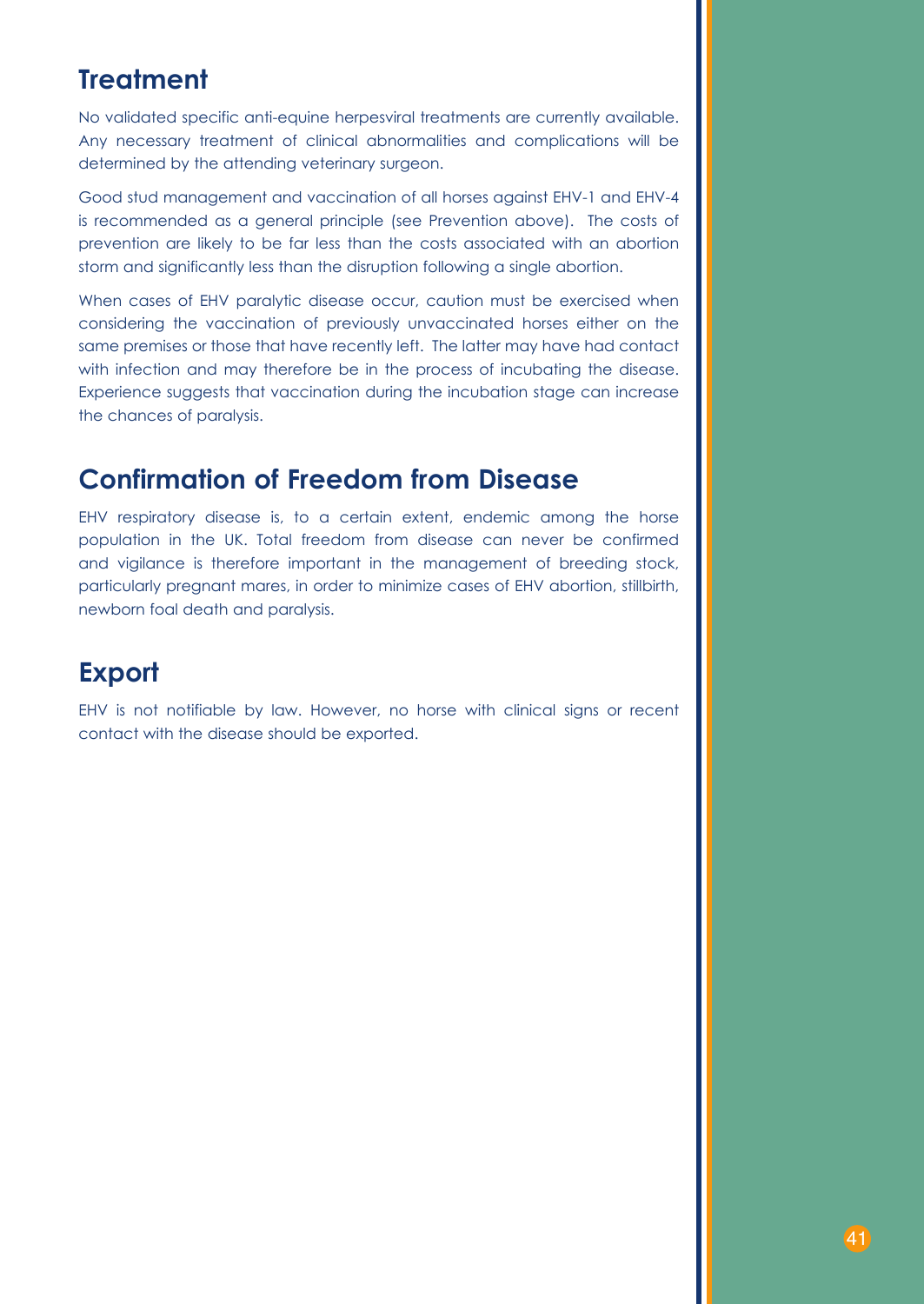## Treatment

No validated specific anti-equine herpesviral treatments are currently available. Any necessary treatment of clinical abnormalities and complications will be determined by the attending veterinary surgeon.

Good stud management and vaccination of all horses against EHV-1 and EHV-4 is recommended as a general principle (see Prevention above). The costs of prevention are likely to be far less than the costs associated with an abortion storm and significantly less than the disruption following a single abortion.

When cases of EHV paralytic disease occur, caution must be exercised when considering the vaccination of previously unvaccinated horses either on the same premises or those that have recently left. The latter may have had contact with infection and may therefore be in the process of incubating the disease. Experience suggests that vaccination during the incubation stage can increase the chances of paralysis.

## Confirmation of Freedom from Disease

EHV respiratory disease is, to a certain extent, endemic among the horse population in the UK. Total freedom from disease can never be confirmed and vigilance is therefore important in the management of breeding stock, particularly pregnant mares, in order to minimize cases of EHV abortion, stillbirth, newborn foal death and paralysis.

## Export

EHV is not notifiable by law. However, no horse with clinical signs or recent contact with the disease should be exported.